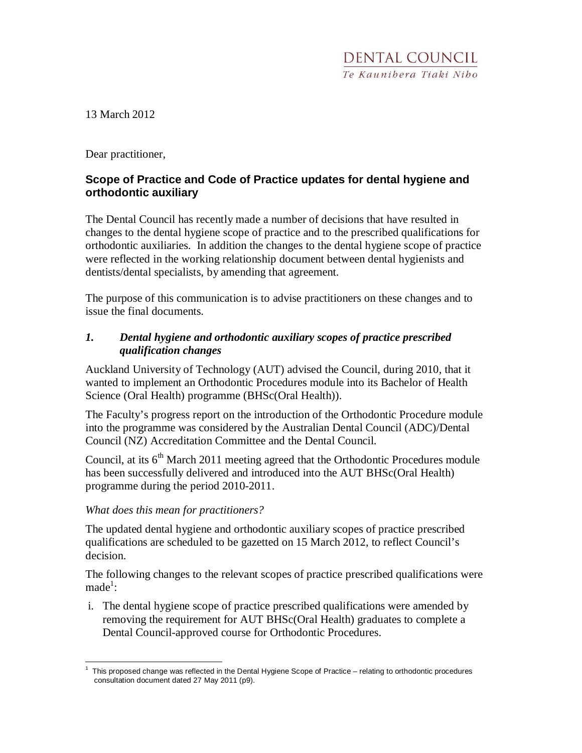DENTAL COUNCIL
*Te Kaunihera Tiaki Niho*

13 March 2012

Dear practitioner,

## Scope of Practice and Code of Practice updates for dental hygiene and orthodontic auxiliary

The Dental Council has recently made a number of decisions that have resulted in changes to the dental hygiene scope of practice and to the prescribed qualifications for orthodontic auxiliaries. In addition the changes to the dental hygiene scope of practice were reflected in the working relationship document between dental hygienists and dentists/dental specialists, by amending that agreement.

The purpose of this communication is to advise practitioners on these changes and to issue the final documents.

### *1. Dental hygiene and orthodontic auxiliary scopes of practice prescribed qualification changes*

Auckland University of Technology (AUT) advised the Council, during 2010, that it wanted to implement an Orthodontic Procedures module into its Bachelor of Health Science (Oral Health) programme (BHSc(Oral Health)).

The Faculty's progress report on the introduction of the Orthodontic Procedure module into the programme was considered by the Australian Dental Council (ADC)/Dental Council (NZ) Accreditation Committee and the Dental Council.

Council, at its 6th March 2011 meeting agreed that the Orthodontic Procedures module has been successfully delivered and introduced into the AUT BHSc(Oral Health) programme during the period 2010-2011.

*What does this mean for practitioners?*

The updated dental hygiene and orthodontic auxiliary scopes of practice prescribed qualifications are scheduled to be gazetted on 15 March 2012, to reflect Council's decision.

The following changes to the relevant scopes of practice prescribed qualifications were made[1]:

i. The dental hygiene scope of practice prescribed qualifications were amended by removing the requirement for AUT BHSc(Oral Health) graduates to complete a Dental Council-approved course for Orthodontic Procedures.

[1] This proposed change was reflected in the Dental Hygiene Scope of Practice – relating to orthodontic procedures consultation document dated 27 May 2011 (p9).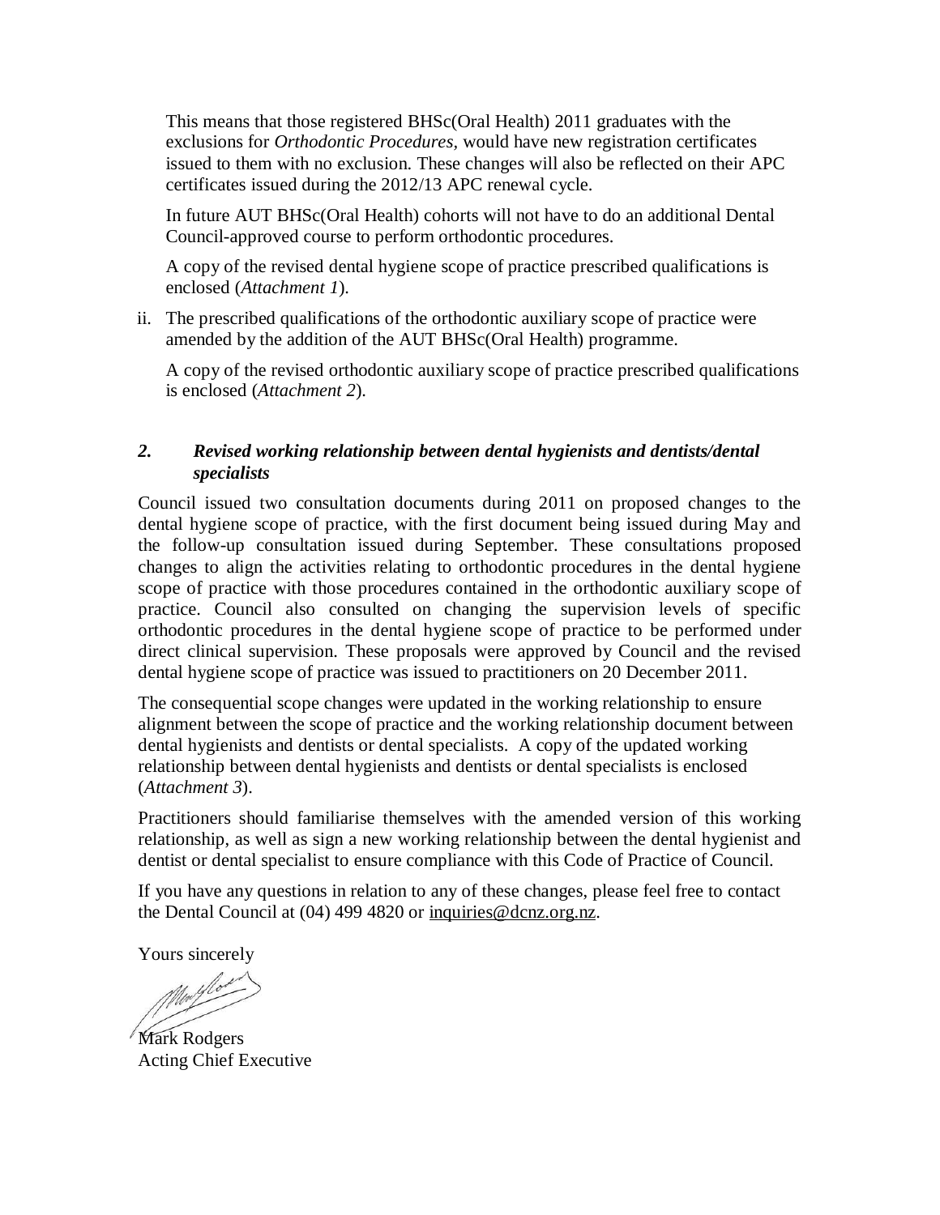This means that those registered BHSc(Oral Health) 2011 graduates with the exclusions for *Orthodontic Procedures*, would have new registration certificates issued to them with no exclusion. These changes will also be reflected on their APC certificates issued during the 2012/13 APC renewal cycle.

In future AUT BHSc(Oral Health) cohorts will not have to do an additional Dental Council-approved course to perform orthodontic procedures.

A copy of the revised dental hygiene scope of practice prescribed qualifications is enclosed (*Attachment 1*).

ii. The prescribed qualifications of the orthodontic auxiliary scope of practice were amended by the addition of the AUT BHSc(Oral Health) programme.

   A copy of the revised orthodontic auxiliary scope of practice prescribed qualifications is enclosed (*Attachment 2*).

### *2. Revised working relationship between dental hygienists and dentists/dental specialists*

Council issued two consultation documents during 2011 on proposed changes to the dental hygiene scope of practice, with the first document being issued during May and the follow-up consultation issued during September. These consultations proposed changes to align the activities relating to orthodontic procedures in the dental hygiene scope of practice with those procedures contained in the orthodontic auxiliary scope of practice. Council also consulted on changing the supervision levels of specific orthodontic procedures in the dental hygiene scope of practice to be performed under direct clinical supervision. These proposals were approved by Council and the revised dental hygiene scope of practice was issued to practitioners on 20 December 2011.

The consequential scope changes were updated in the working relationship to ensure alignment between the scope of practice and the working relationship document between dental hygienists and dentists or dental specialists. A copy of the updated working relationship between dental hygienists and dentists or dental specialists is enclosed (*Attachment 3*).

Practitioners should familiarise themselves with the amended version of this working relationship, as well as sign a new working relationship between the dental hygienist and dentist or dental specialist to ensure compliance with this Code of Practice of Council.

If you have any questions in relation to any of these changes, please feel free to contact the Dental Council at (04) 499 4820 or inquiries@dcnz.org.nz.

Yours sincerely

Mark Rodgers
Acting Chief Executive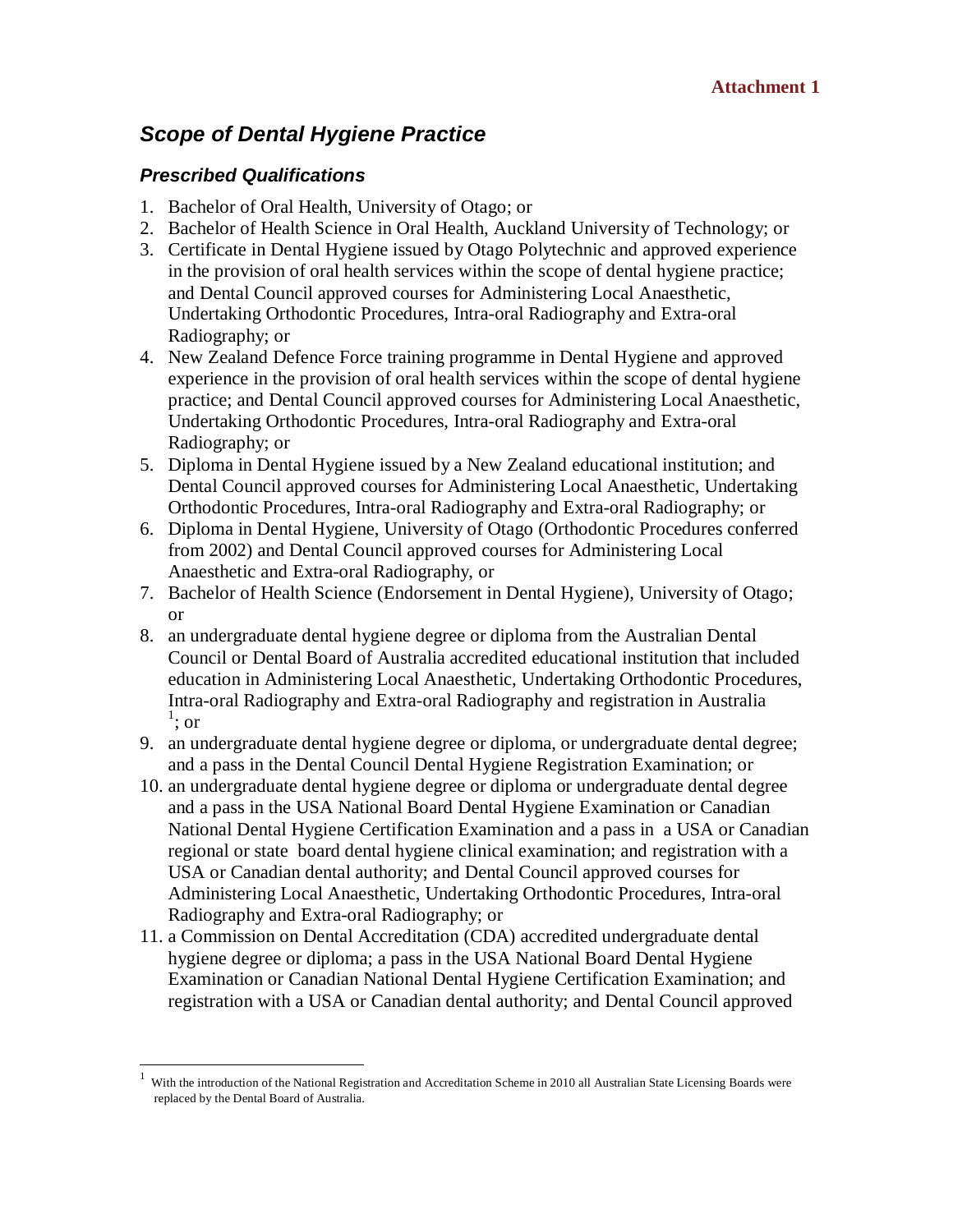**Attachment 1**

## *Scope of Dental Hygiene Practice*

### *Prescribed Qualifications*

1. Bachelor of Oral Health, University of Otago; or
2. Bachelor of Health Science in Oral Health, Auckland University of Technology; or
3. Certificate in Dental Hygiene issued by Otago Polytechnic and approved experience in the provision of oral health services within the scope of dental hygiene practice; and Dental Council approved courses for Administering Local Anaesthetic, Undertaking Orthodontic Procedures, Intra-oral Radiography and Extra-oral Radiography; or
4. New Zealand Defence Force training programme in Dental Hygiene and approved experience in the provision of oral health services within the scope of dental hygiene practice; and Dental Council approved courses for Administering Local Anaesthetic, Undertaking Orthodontic Procedures, Intra-oral Radiography and Extra-oral Radiography; or
5. Diploma in Dental Hygiene issued by a New Zealand educational institution; and Dental Council approved courses for Administering Local Anaesthetic, Undertaking Orthodontic Procedures, Intra-oral Radiography and Extra-oral Radiography; or
6. Diploma in Dental Hygiene, University of Otago (Orthodontic Procedures conferred from 2002) and Dental Council approved courses for Administering Local Anaesthetic and Extra-oral Radiography, or
7. Bachelor of Health Science (Endorsement in Dental Hygiene), University of Otago; or
8. an undergraduate dental hygiene degree or diploma from the Australian Dental Council or Dental Board of Australia accredited educational institution that included education in Administering Local Anaesthetic, Undertaking Orthodontic Procedures, Intra-oral Radiography and Extra-oral Radiography and registration in Australia [1]; or
9. an undergraduate dental hygiene degree or diploma, or undergraduate dental degree; and a pass in the Dental Council Dental Hygiene Registration Examination; or
10. an undergraduate dental hygiene degree or diploma or undergraduate dental degree and a pass in the USA National Board Dental Hygiene Examination or Canadian National Dental Hygiene Certification Examination and a pass in a USA or Canadian regional or state board dental hygiene clinical examination; and registration with a USA or Canadian dental authority; and Dental Council approved courses for Administering Local Anaesthetic, Undertaking Orthodontic Procedures, Intra-oral Radiography and Extra-oral Radiography; or
11. a Commission on Dental Accreditation (CDA) accredited undergraduate dental hygiene degree or diploma; a pass in the USA National Board Dental Hygiene Examination or Canadian National Dental Hygiene Certification Examination; and registration with a USA or Canadian dental authority; and Dental Council approved

[1] With the introduction of the National Registration and Accreditation Scheme in 2010 all Australian State Licensing Boards were replaced by the Dental Board of Australia.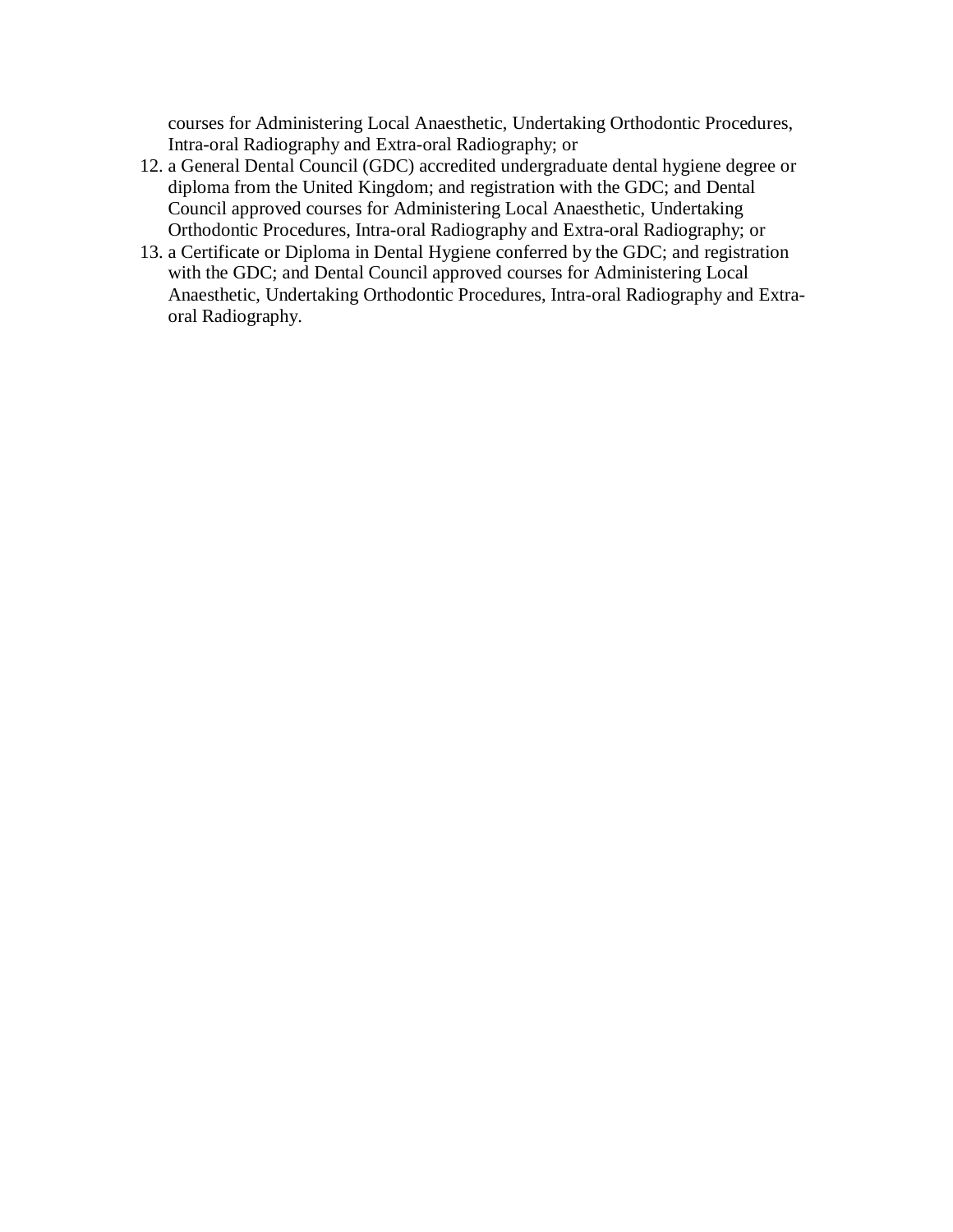courses for Administering Local Anaesthetic, Undertaking Orthodontic Procedures, Intra-oral Radiography and Extra-oral Radiography; or

12. a General Dental Council (GDC) accredited undergraduate dental hygiene degree or diploma from the United Kingdom; and registration with the GDC; and Dental Council approved courses for Administering Local Anaesthetic, Undertaking Orthodontic Procedures, Intra-oral Radiography and Extra-oral Radiography; or
13. a Certificate or Diploma in Dental Hygiene conferred by the GDC; and registration with the GDC; and Dental Council approved courses for Administering Local Anaesthetic, Undertaking Orthodontic Procedures, Intra-oral Radiography and Extra-oral Radiography.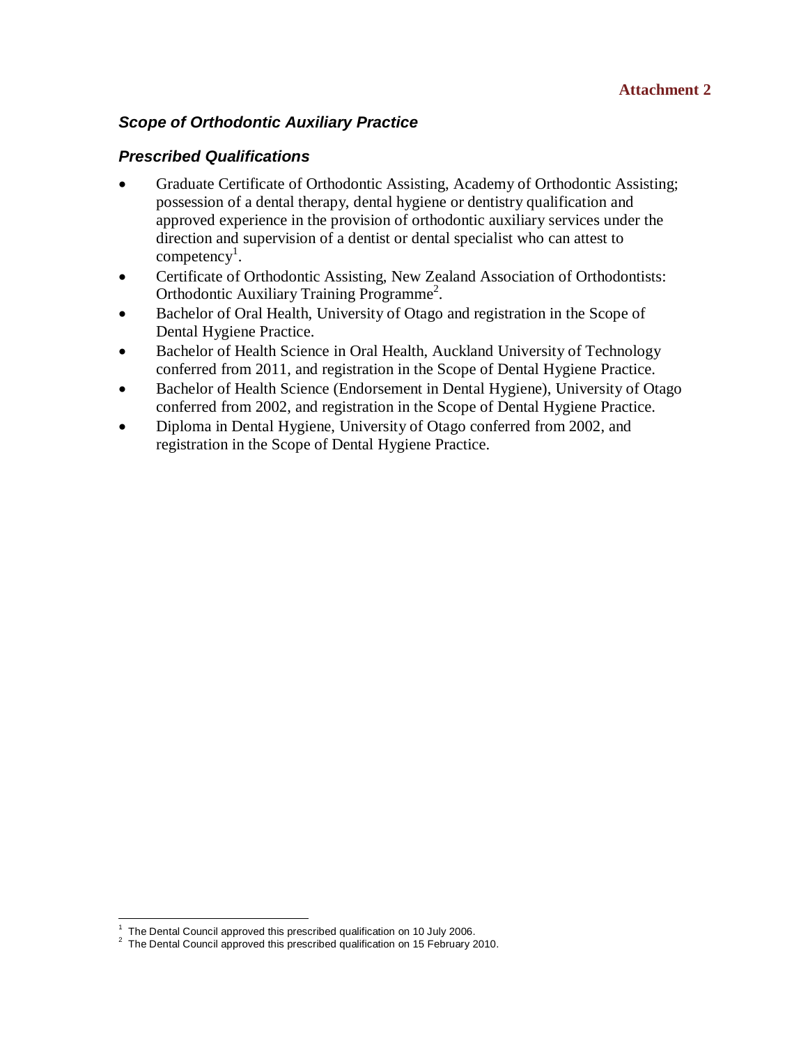**Attachment 2**

## *Scope of Orthodontic Auxiliary Practice*

### *Prescribed Qualifications*

- Graduate Certificate of Orthodontic Assisting, Academy of Orthodontic Assisting; possession of a dental therapy, dental hygiene or dentistry qualification and approved experience in the provision of orthodontic auxiliary services under the direction and supervision of a dentist or dental specialist who can attest to competency[1].
- Certificate of Orthodontic Assisting, New Zealand Association of Orthodontists: Orthodontic Auxiliary Training Programme[2].
- Bachelor of Oral Health, University of Otago and registration in the Scope of Dental Hygiene Practice.
- Bachelor of Health Science in Oral Health, Auckland University of Technology conferred from 2011, and registration in the Scope of Dental Hygiene Practice.
- Bachelor of Health Science (Endorsement in Dental Hygiene), University of Otago conferred from 2002, and registration in the Scope of Dental Hygiene Practice.
- Diploma in Dental Hygiene, University of Otago conferred from 2002, and registration in the Scope of Dental Hygiene Practice.

---

[1] The Dental Council approved this prescribed qualification on 10 July 2006.

[2] The Dental Council approved this prescribed qualification on 15 February 2010.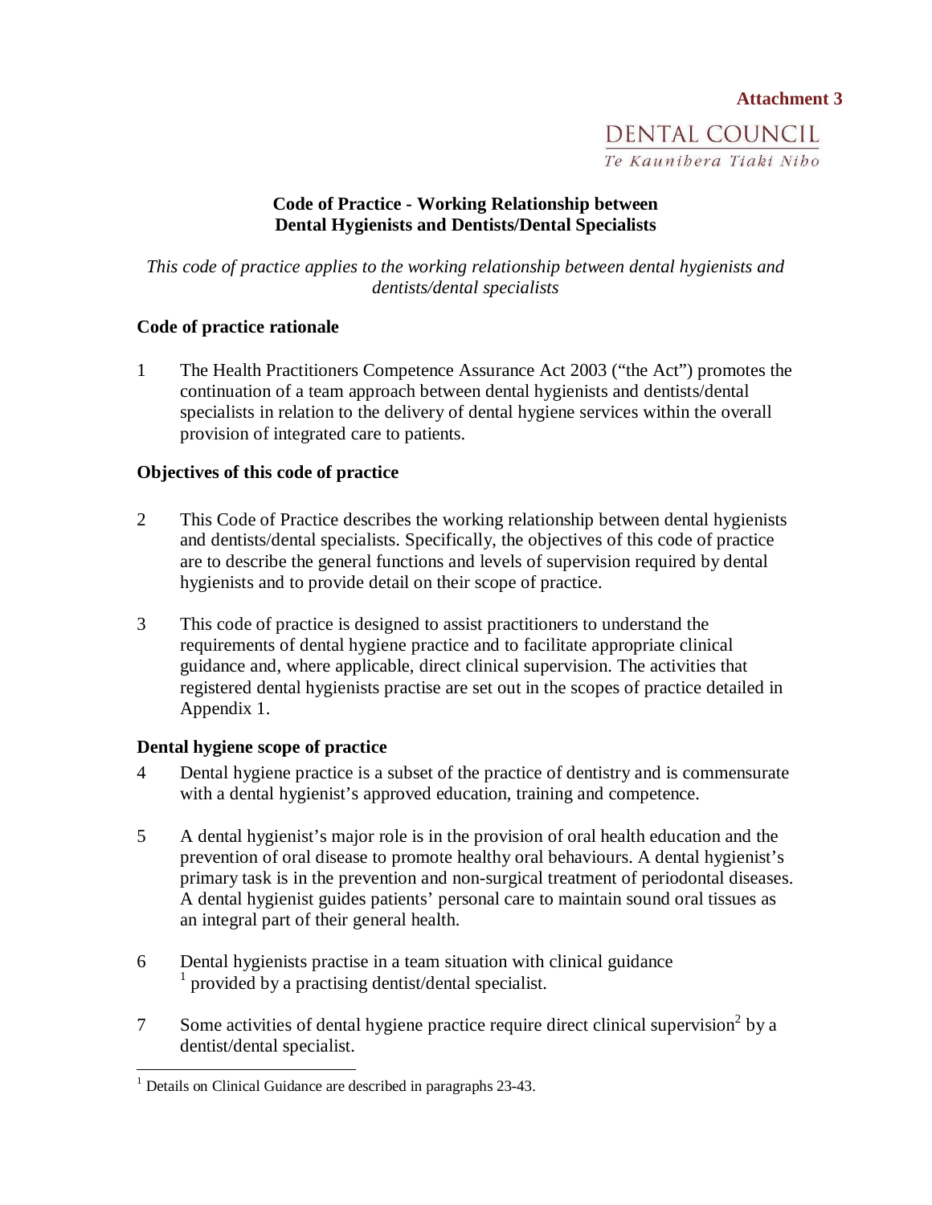**Attachment 3**

DENTAL COUNCIL
*Te Kaunihera Tiaki Niho*

## Code of Practice - Working Relationship between Dental Hygienists and Dentists/Dental Specialists

*This code of practice applies to the working relationship between dental hygienists and dentists/dental specialists*

### Code of practice rationale

1 The Health Practitioners Competence Assurance Act 2003 ("the Act") promotes the continuation of a team approach between dental hygienists and dentists/dental specialists in relation to the delivery of dental hygiene services within the overall provision of integrated care to patients.

### Objectives of this code of practice

2 This Code of Practice describes the working relationship between dental hygienists and dentists/dental specialists. Specifically, the objectives of this code of practice are to describe the general functions and levels of supervision required by dental hygienists and to provide detail on their scope of practice.

3 This code of practice is designed to assist practitioners to understand the requirements of dental hygiene practice and to facilitate appropriate clinical guidance and, where applicable, direct clinical supervision. The activities that registered dental hygienists practise are set out in the scopes of practice detailed in Appendix 1.

### Dental hygiene scope of practice

4 Dental hygiene practice is a subset of the practice of dentistry and is commensurate with a dental hygienist's approved education, training and competence.

5 A dental hygienist's major role is in the provision of oral health education and the prevention of oral disease to promote healthy oral behaviours. A dental hygienist's primary task is in the prevention and non-surgical treatment of periodontal diseases. A dental hygienist guides patients' personal care to maintain sound oral tissues as an integral part of their general health.

6 Dental hygienists practise in a team situation with clinical guidance [1] provided by a practising dentist/dental specialist.

7 Some activities of dental hygiene practice require direct clinical supervision[2] by a dentist/dental specialist.

[1] Details on Clinical Guidance are described in paragraphs 23-43.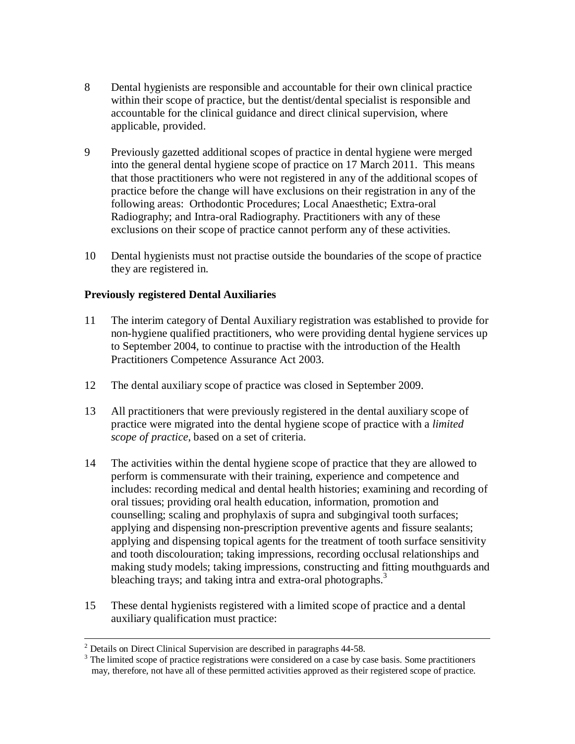8 Dental hygienists are responsible and accountable for their own clinical practice within their scope of practice, but the dentist/dental specialist is responsible and accountable for the clinical guidance and direct clinical supervision, where applicable, provided.

9 Previously gazetted additional scopes of practice in dental hygiene were merged into the general dental hygiene scope of practice on 17 March 2011. This means that those practitioners who were not registered in any of the additional scopes of practice before the change will have exclusions on their registration in any of the following areas: Orthodontic Procedures; Local Anaesthetic; Extra-oral Radiography; and Intra-oral Radiography. Practitioners with any of these exclusions on their scope of practice cannot perform any of these activities.

10 Dental hygienists must not practise outside the boundaries of the scope of practice they are registered in.

**Previously registered Dental Auxiliaries**

11 The interim category of Dental Auxiliary registration was established to provide for non-hygiene qualified practitioners, who were providing dental hygiene services up to September 2004, to continue to practise with the introduction of the Health Practitioners Competence Assurance Act 2003.

12 The dental auxiliary scope of practice was closed in September 2009.

13 All practitioners that were previously registered in the dental auxiliary scope of practice were migrated into the dental hygiene scope of practice with a *limited scope of practice*, based on a set of criteria.

14 The activities within the dental hygiene scope of practice that they are allowed to perform is commensurate with their training, experience and competence and includes: recording medical and dental health histories; examining and recording of oral tissues; providing oral health education, information, promotion and counselling; scaling and prophylaxis of supra and subgingival tooth surfaces; applying and dispensing non-prescription preventive agents and fissure sealants; applying and dispensing topical agents for the treatment of tooth surface sensitivity and tooth discolouration; taking impressions, recording occlusal relationships and making study models; taking impressions, constructing and fitting mouthguards and bleaching trays; and taking intra and extra-oral photographs.[3]

15 These dental hygienists registered with a limited scope of practice and a dental auxiliary qualification must practice:

---

[2] Details on Direct Clinical Supervision are described in paragraphs 44-58.

[3] The limited scope of practice registrations were considered on a case by case basis. Some practitioners may, therefore, not have all of these permitted activities approved as their registered scope of practice.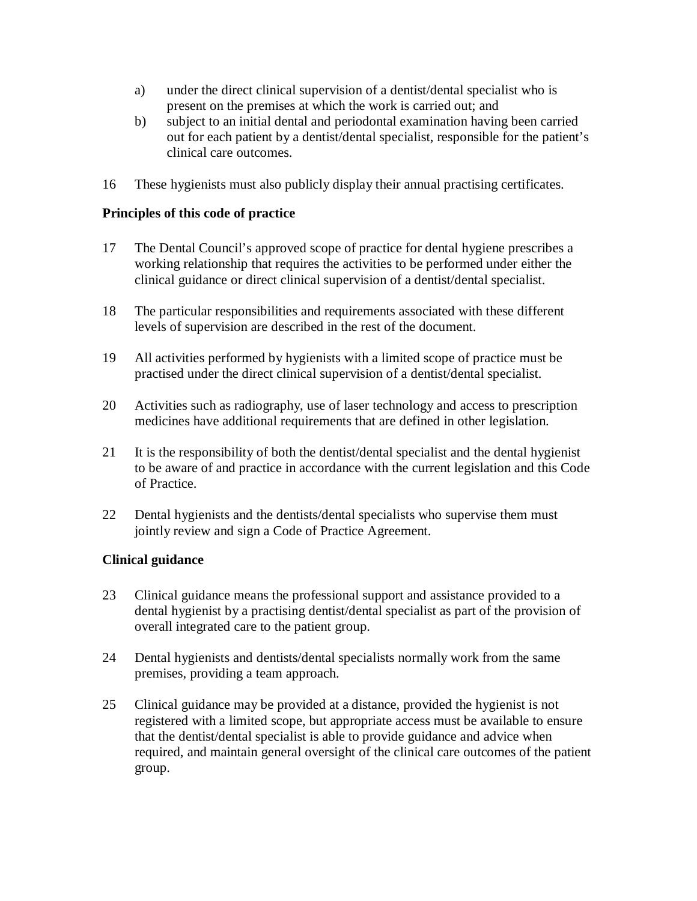a) under the direct clinical supervision of a dentist/dental specialist who is present on the premises at which the work is carried out; and
b) subject to an initial dental and periodontal examination having been carried out for each patient by a dentist/dental specialist, responsible for the patient's clinical care outcomes.

16 These hygienists must also publicly display their annual practising certificates.

**Principles of this code of practice**

17 The Dental Council's approved scope of practice for dental hygiene prescribes a working relationship that requires the activities to be performed under either the clinical guidance or direct clinical supervision of a dentist/dental specialist.

18 The particular responsibilities and requirements associated with these different levels of supervision are described in the rest of the document.

19 All activities performed by hygienists with a limited scope of practice must be practised under the direct clinical supervision of a dentist/dental specialist.

20 Activities such as radiography, use of laser technology and access to prescription medicines have additional requirements that are defined in other legislation.

21 It is the responsibility of both the dentist/dental specialist and the dental hygienist to be aware of and practice in accordance with the current legislation and this Code of Practice.

22 Dental hygienists and the dentists/dental specialists who supervise them must jointly review and sign a Code of Practice Agreement.

**Clinical guidance**

23 Clinical guidance means the professional support and assistance provided to a dental hygienist by a practising dentist/dental specialist as part of the provision of overall integrated care to the patient group.

24 Dental hygienists and dentists/dental specialists normally work from the same premises, providing a team approach.

25 Clinical guidance may be provided at a distance, provided the hygienist is not registered with a limited scope, but appropriate access must be available to ensure that the dentist/dental specialist is able to provide guidance and advice when required, and maintain general oversight of the clinical care outcomes of the patient group.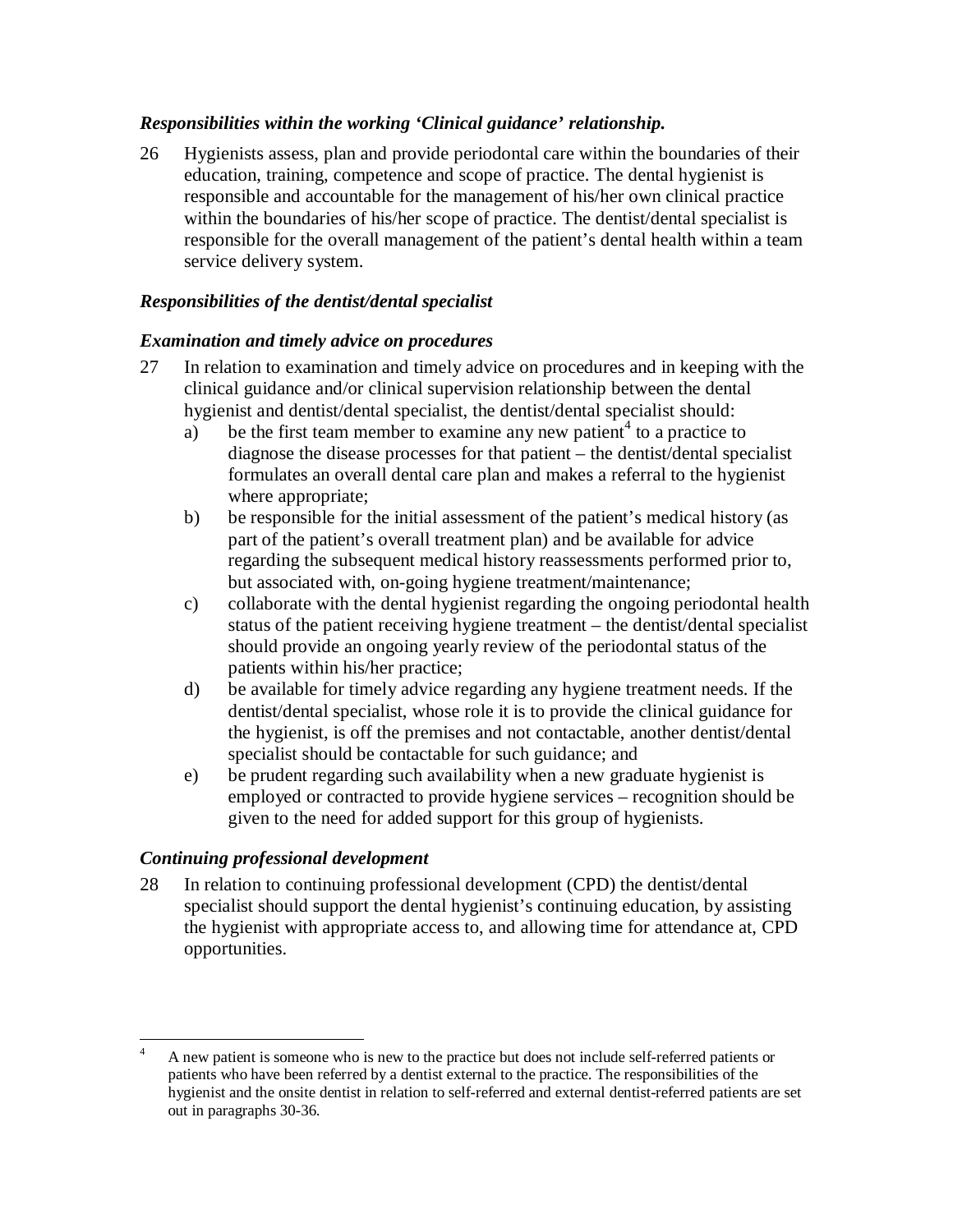### *Responsibilities within the working 'Clinical guidance' relationship.*

26 Hygienists assess, plan and provide periodontal care within the boundaries of their education, training, competence and scope of practice. The dental hygienist is responsible and accountable for the management of his/her own clinical practice within the boundaries of his/her scope of practice. The dentist/dental specialist is responsible for the overall management of the patient's dental health within a team service delivery system.

### *Responsibilities of the dentist/dental specialist*

### *Examination and timely advice on procedures*

27 In relation to examination and timely advice on procedures and in keeping with the clinical guidance and/or clinical supervision relationship between the dental hygienist and dentist/dental specialist, the dentist/dental specialist should:

a) be the first team member to examine any new patient[4] to a practice to diagnose the disease processes for that patient – the dentist/dental specialist formulates an overall dental care plan and makes a referral to the hygienist where appropriate;

b) be responsible for the initial assessment of the patient's medical history (as part of the patient's overall treatment plan) and be available for advice regarding the subsequent medical history reassessments performed prior to, but associated with, on-going hygiene treatment/maintenance;

c) collaborate with the dental hygienist regarding the ongoing periodontal health status of the patient receiving hygiene treatment – the dentist/dental specialist should provide an ongoing yearly review of the periodontal status of the patients within his/her practice;

d) be available for timely advice regarding any hygiene treatment needs. If the dentist/dental specialist, whose role it is to provide the clinical guidance for the hygienist, is off the premises and not contactable, another dentist/dental specialist should be contactable for such guidance; and

e) be prudent regarding such availability when a new graduate hygienist is employed or contracted to provide hygiene services – recognition should be given to the need for added support for this group of hygienists.

### *Continuing professional development*

28 In relation to continuing professional development (CPD) the dentist/dental specialist should support the dental hygienist's continuing education, by assisting the hygienist with appropriate access to, and allowing time for attendance at, CPD opportunities.

---

[4] A new patient is someone who is new to the practice but does not include self-referred patients or patients who have been referred by a dentist external to the practice. The responsibilities of the hygienist and the onsite dentist in relation to self-referred and external dentist-referred patients are set out in paragraphs 30-36.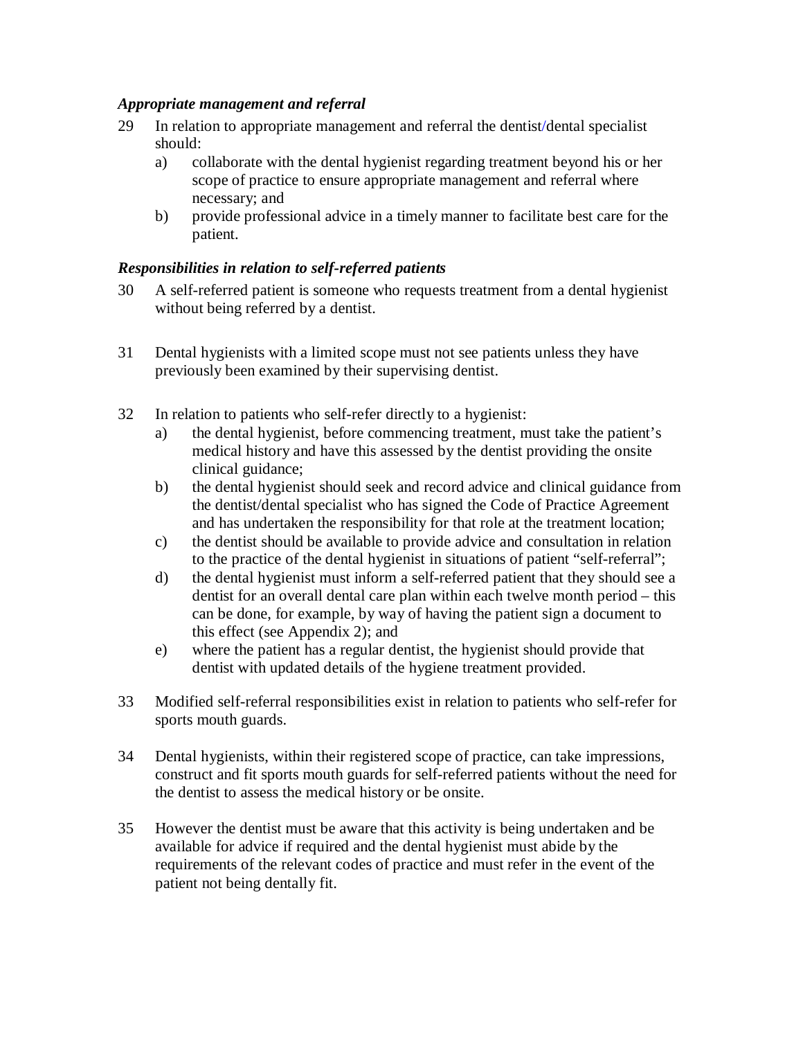***Appropriate management and referral***

29 In relation to appropriate management and referral the dentist/dental specialist should:

   a) collaborate with the dental hygienist regarding treatment beyond his or her scope of practice to ensure appropriate management and referral where necessary; and

   b) provide professional advice in a timely manner to facilitate best care for the patient.

***Responsibilities in relation to self-referred patients***

30 A self-referred patient is someone who requests treatment from a dental hygienist without being referred by a dentist.

31 Dental hygienists with a limited scope must not see patients unless they have previously been examined by their supervising dentist.

32 In relation to patients who self-refer directly to a hygienist:

   a) the dental hygienist, before commencing treatment, must take the patient's medical history and have this assessed by the dentist providing the onsite clinical guidance;

   b) the dental hygienist should seek and record advice and clinical guidance from the dentist/dental specialist who has signed the Code of Practice Agreement and has undertaken the responsibility for that role at the treatment location;

   c) the dentist should be available to provide advice and consultation in relation to the practice of the dental hygienist in situations of patient "self-referral";

   d) the dental hygienist must inform a self-referred patient that they should see a dentist for an overall dental care plan within each twelve month period – this can be done, for example, by way of having the patient sign a document to this effect (see Appendix 2); and

   e) where the patient has a regular dentist, the hygienist should provide that dentist with updated details of the hygiene treatment provided.

33 Modified self-referral responsibilities exist in relation to patients who self-refer for sports mouth guards.

34 Dental hygienists, within their registered scope of practice, can take impressions, construct and fit sports mouth guards for self-referred patients without the need for the dentist to assess the medical history or be onsite.

35 However the dentist must be aware that this activity is being undertaken and be available for advice if required and the dental hygienist must abide by the requirements of the relevant codes of practice and must refer in the event of the patient not being dentally fit.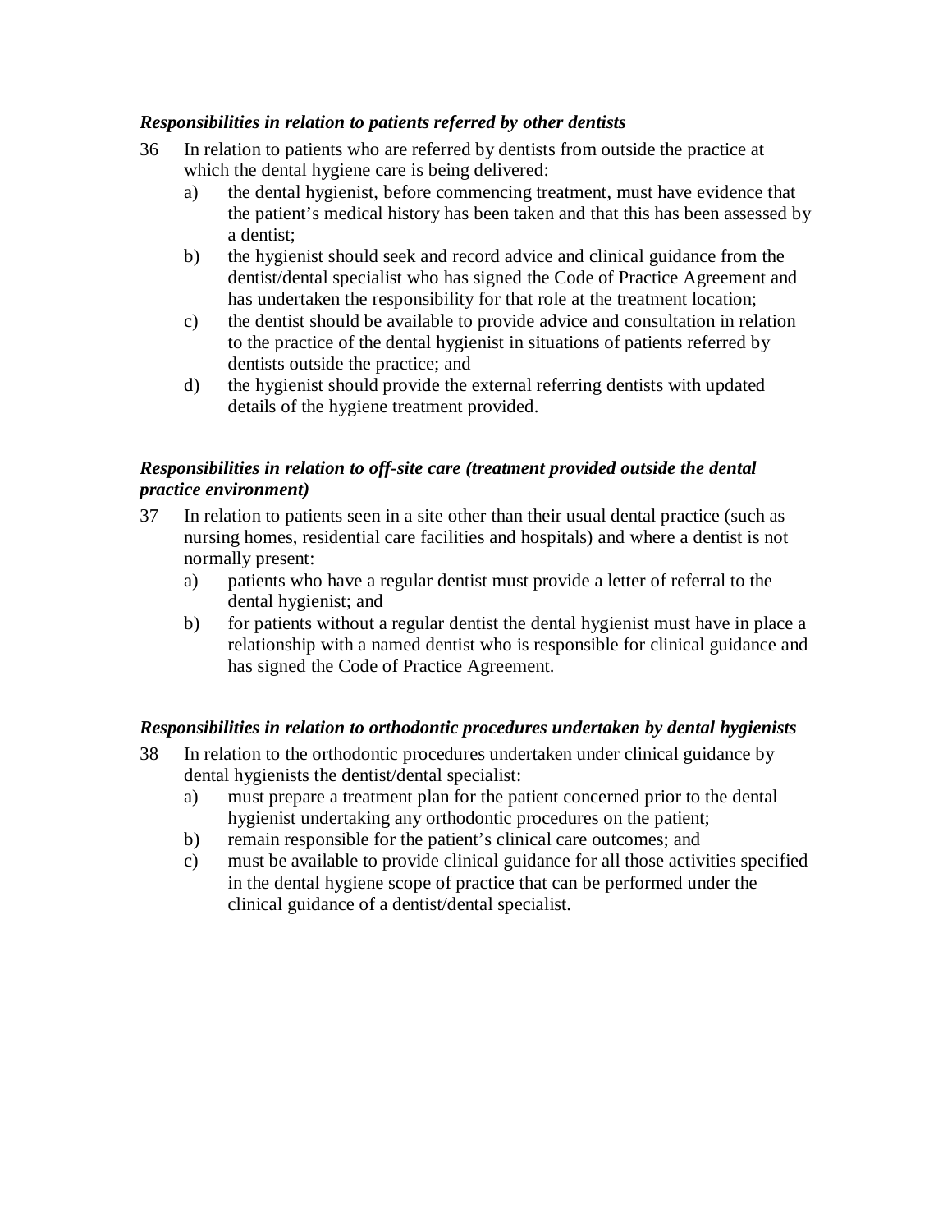***Responsibilities in relation to patients referred by other dentists***

36 In relation to patients who are referred by dentists from outside the practice at which the dental hygiene care is being delivered:

a) the dental hygienist, before commencing treatment, must have evidence that the patient's medical history has been taken and that this has been assessed by a dentist;

b) the hygienist should seek and record advice and clinical guidance from the dentist/dental specialist who has signed the Code of Practice Agreement and has undertaken the responsibility for that role at the treatment location;

c) the dentist should be available to provide advice and consultation in relation to the practice of the dental hygienist in situations of patients referred by dentists outside the practice; and

d) the hygienist should provide the external referring dentists with updated details of the hygiene treatment provided.

***Responsibilities in relation to off-site care (treatment provided outside the dental practice environment)***

37 In relation to patients seen in a site other than their usual dental practice (such as nursing homes, residential care facilities and hospitals) and where a dentist is not normally present:

a) patients who have a regular dentist must provide a letter of referral to the dental hygienist; and

b) for patients without a regular dentist the dental hygienist must have in place a relationship with a named dentist who is responsible for clinical guidance and has signed the Code of Practice Agreement.

***Responsibilities in relation to orthodontic procedures undertaken by dental hygienists***

38 In relation to the orthodontic procedures undertaken under clinical guidance by dental hygienists the dentist/dental specialist:

a) must prepare a treatment plan for the patient concerned prior to the dental hygienist undertaking any orthodontic procedures on the patient;

b) remain responsible for the patient's clinical care outcomes; and

c) must be available to provide clinical guidance for all those activities specified in the dental hygiene scope of practice that can be performed under the clinical guidance of a dentist/dental specialist.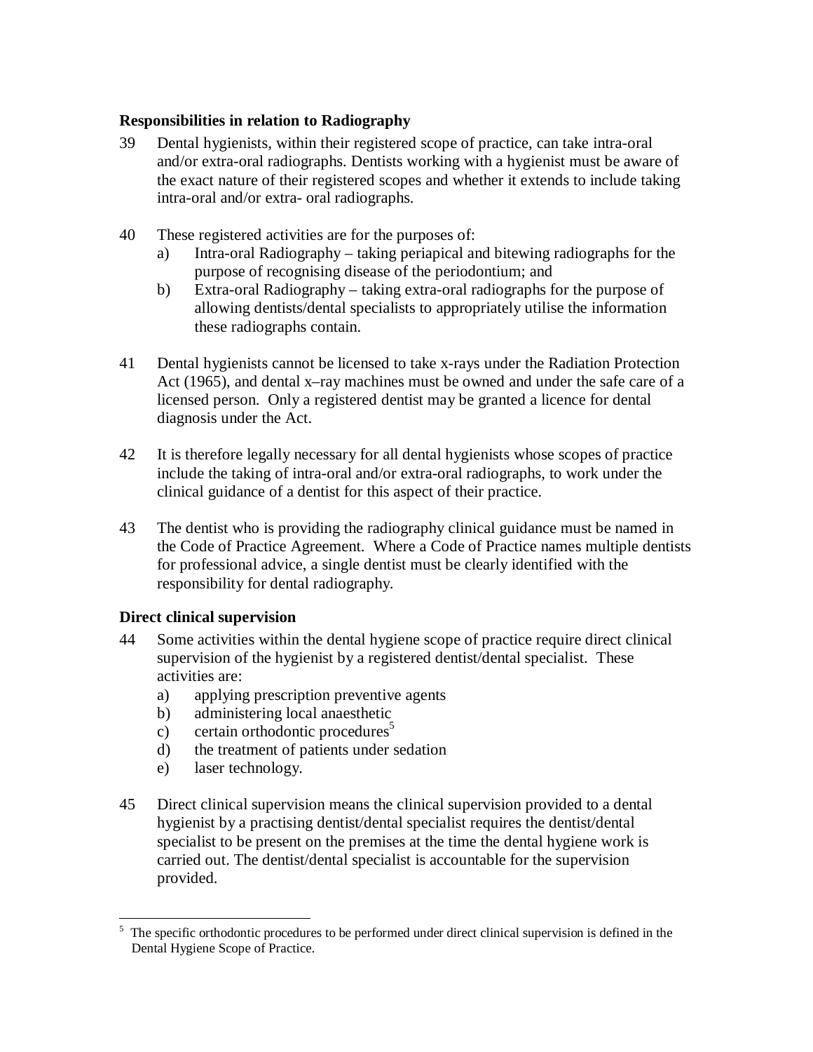### Responsibilities in relation to Radiography

39 Dental hygienists, within their registered scope of practice, can take intra-oral and/or extra-oral radiographs. Dentists working with a hygienist must be aware of the exact nature of their registered scopes and whether it extends to include taking intra-oral and/or extra- oral radiographs.

40 These registered activities are for the purposes of:
   a) Intra-oral Radiography – taking periapical and bitewing radiographs for the purpose of recognising disease of the periodontium; and
   b) Extra-oral Radiography – taking extra-oral radiographs for the purpose of allowing dentists/dental specialists to appropriately utilise the information these radiographs contain.

41 Dental hygienists cannot be licensed to take x-rays under the Radiation Protection Act (1965), and dental x–ray machines must be owned and under the safe care of a licensed person. Only a registered dentist may be granted a licence for dental diagnosis under the Act.

42 It is therefore legally necessary for all dental hygienists whose scopes of practice include the taking of intra-oral and/or extra-oral radiographs, to work under the clinical guidance of a dentist for this aspect of their practice.

43 The dentist who is providing the radiography clinical guidance must be named in the Code of Practice Agreement. Where a Code of Practice names multiple dentists for professional advice, a single dentist must be clearly identified with the responsibility for dental radiography.

### Direct clinical supervision

44 Some activities within the dental hygiene scope of practice require direct clinical supervision of the hygienist by a registered dentist/dental specialist. These activities are:
   a) applying prescription preventive agents
   b) administering local anaesthetic
   c) certain orthodontic procedures[5]
   d) the treatment of patients under sedation
   e) laser technology.

45 Direct clinical supervision means the clinical supervision provided to a dental hygienist by a practising dentist/dental specialist requires the dentist/dental specialist to be present on the premises at the time the dental hygiene work is carried out. The dentist/dental specialist is accountable for the supervision provided.

---

[5] The specific orthodontic procedures to be performed under direct clinical supervision is defined in the Dental Hygiene Scope of Practice.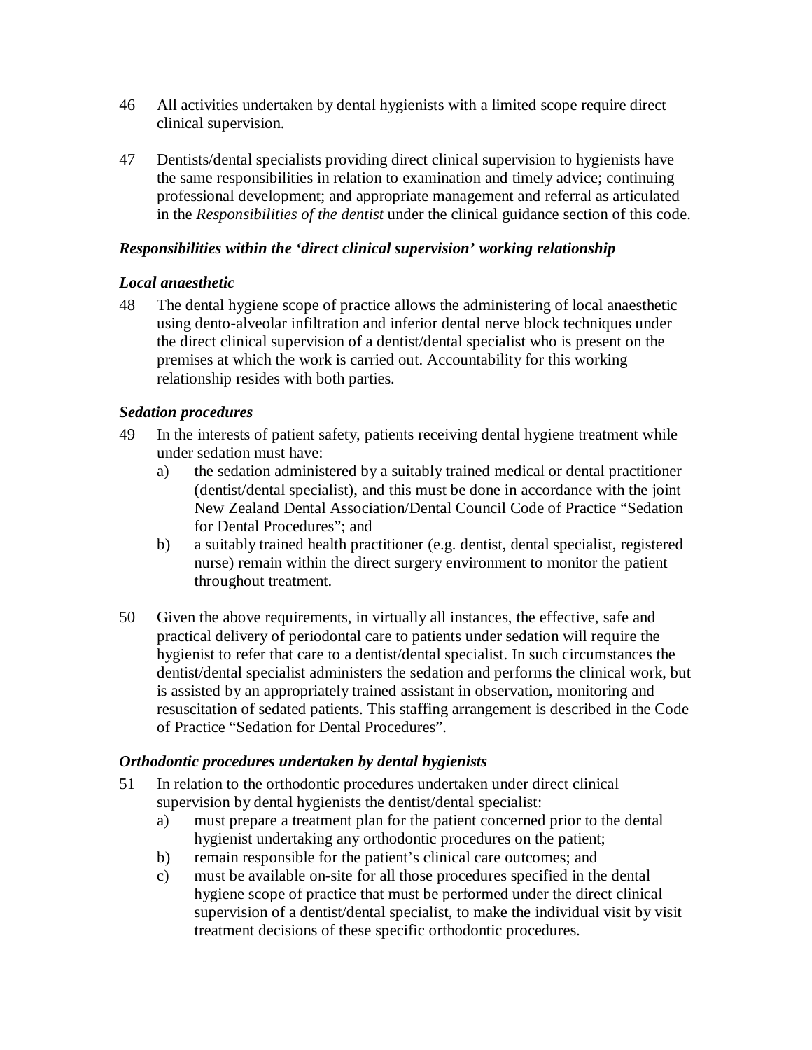46 All activities undertaken by dental hygienists with a limited scope require direct clinical supervision.

47 Dentists/dental specialists providing direct clinical supervision to hygienists have the same responsibilities in relation to examination and timely advice; continuing professional development; and appropriate management and referral as articulated in the *Responsibilities of the dentist* under the clinical guidance section of this code.

***Responsibilities within the 'direct clinical supervision' working relationship***

***Local anaesthetic***

48 The dental hygiene scope of practice allows the administering of local anaesthetic using dento-alveolar infiltration and inferior dental nerve block techniques under the direct clinical supervision of a dentist/dental specialist who is present on the premises at which the work is carried out. Accountability for this working relationship resides with both parties.

***Sedation procedures***

49 In the interests of patient safety, patients receiving dental hygiene treatment while under sedation must have:

   a) the sedation administered by a suitably trained medical or dental practitioner (dentist/dental specialist), and this must be done in accordance with the joint New Zealand Dental Association/Dental Council Code of Practice "Sedation for Dental Procedures"; and
   b) a suitably trained health practitioner (e.g. dentist, dental specialist, registered nurse) remain within the direct surgery environment to monitor the patient throughout treatment.

50 Given the above requirements, in virtually all instances, the effective, safe and practical delivery of periodontal care to patients under sedation will require the hygienist to refer that care to a dentist/dental specialist. In such circumstances the dentist/dental specialist administers the sedation and performs the clinical work, but is assisted by an appropriately trained assistant in observation, monitoring and resuscitation of sedated patients. This staffing arrangement is described in the Code of Practice "Sedation for Dental Procedures".

***Orthodontic procedures undertaken by dental hygienists***

51 In relation to the orthodontic procedures undertaken under direct clinical supervision by dental hygienists the dentist/dental specialist:

   a) must prepare a treatment plan for the patient concerned prior to the dental hygienist undertaking any orthodontic procedures on the patient;
   b) remain responsible for the patient's clinical care outcomes; and
   c) must be available on-site for all those procedures specified in the dental hygiene scope of practice that must be performed under the direct clinical supervision of a dentist/dental specialist, to make the individual visit by visit treatment decisions of these specific orthodontic procedures.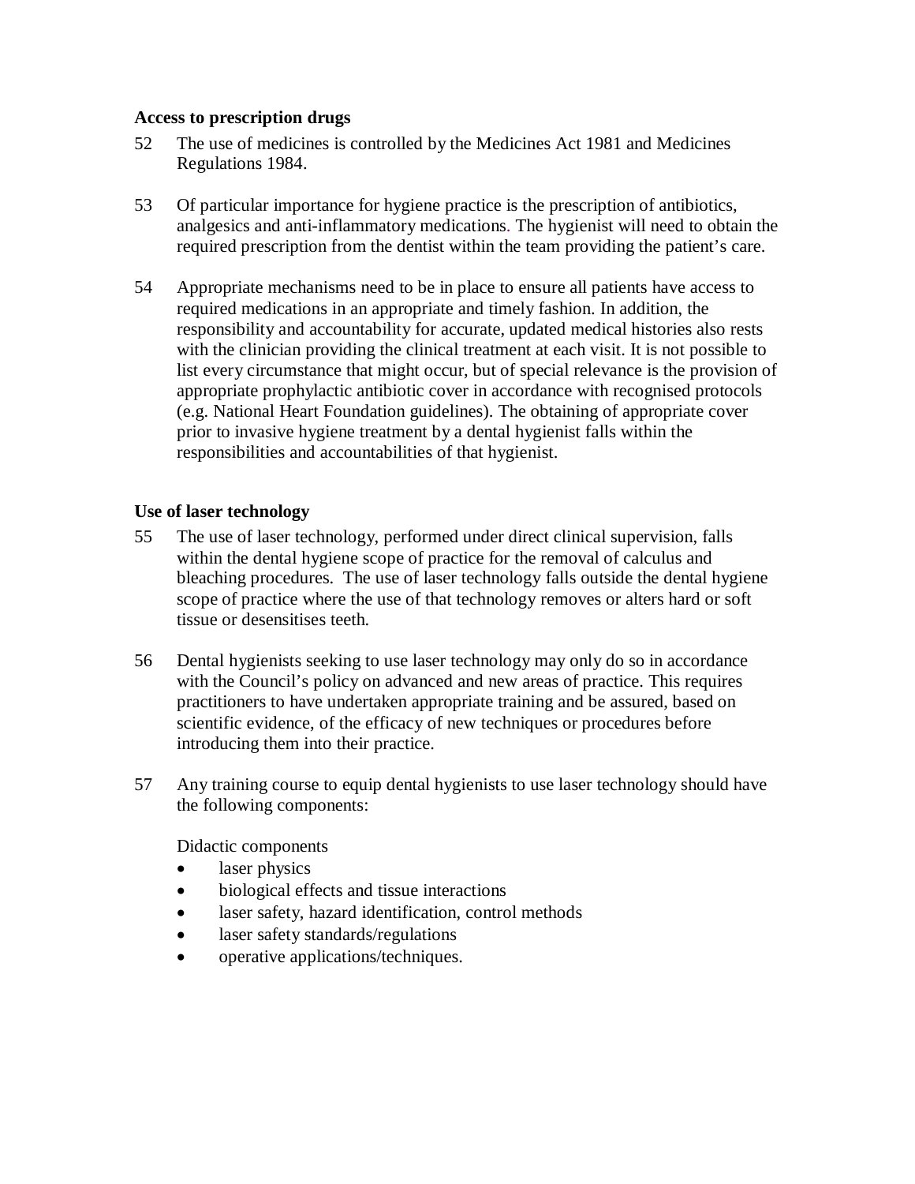**Access to prescription drugs**

52 The use of medicines is controlled by the Medicines Act 1981 and Medicines Regulations 1984.

53 Of particular importance for hygiene practice is the prescription of antibiotics, analgesics and anti-inflammatory medications. The hygienist will need to obtain the required prescription from the dentist within the team providing the patient's care.

54 Appropriate mechanisms need to be in place to ensure all patients have access to required medications in an appropriate and timely fashion. In addition, the responsibility and accountability for accurate, updated medical histories also rests with the clinician providing the clinical treatment at each visit. It is not possible to list every circumstance that might occur, but of special relevance is the provision of appropriate prophylactic antibiotic cover in accordance with recognised protocols (e.g. National Heart Foundation guidelines). The obtaining of appropriate cover prior to invasive hygiene treatment by a dental hygienist falls within the responsibilities and accountabilities of that hygienist.

**Use of laser technology**

55 The use of laser technology, performed under direct clinical supervision, falls within the dental hygiene scope of practice for the removal of calculus and bleaching procedures. The use of laser technology falls outside the dental hygiene scope of practice where the use of that technology removes or alters hard or soft tissue or desensitises teeth.

56 Dental hygienists seeking to use laser technology may only do so in accordance with the Council's policy on advanced and new areas of practice. This requires practitioners to have undertaken appropriate training and be assured, based on scientific evidence, of the efficacy of new techniques or procedures before introducing them into their practice.

57 Any training course to equip dental hygienists to use laser technology should have the following components:

Didactic components

- laser physics
- biological effects and tissue interactions
- laser safety, hazard identification, control methods
- laser safety standards/regulations
- operative applications/techniques.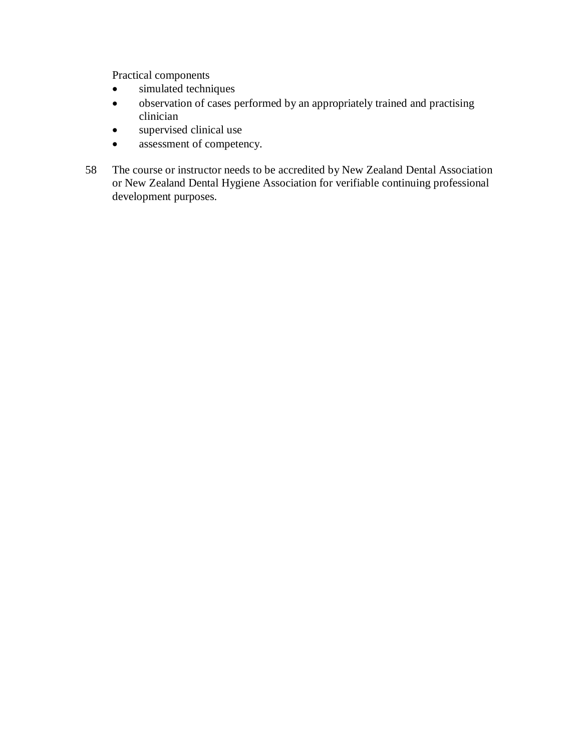Practical components

- simulated techniques
- observation of cases performed by an appropriately trained and practising clinician
- supervised clinical use
- assessment of competency.

58 The course or instructor needs to be accredited by New Zealand Dental Association or New Zealand Dental Hygiene Association for verifiable continuing professional development purposes.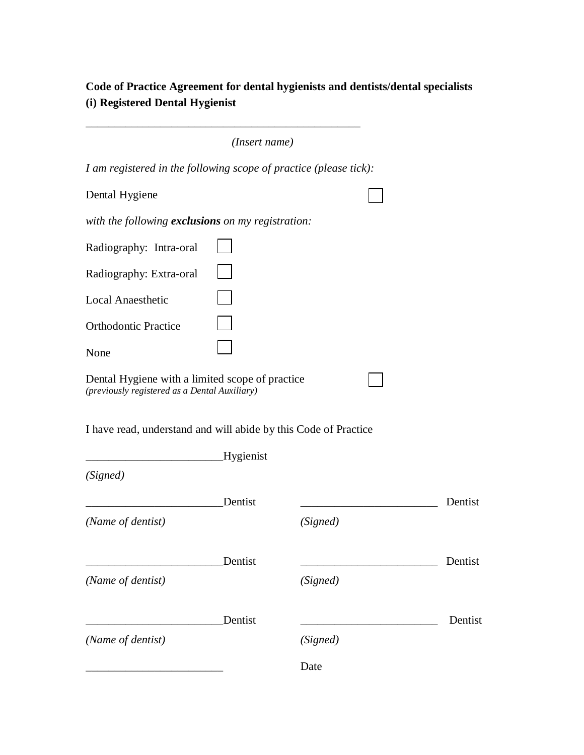**Code of Practice Agreement for dental hygienists and dentists/dental specialists**
**(i) Registered Dental Hygienist**

_______________________________________________

*(Insert name)*

*I am registered in the following scope of practice (please tick):*

Dental Hygiene ☐

*with the following **exclusions** on my registration:*

Radiography: Intra-oral ☐

Radiography: Extra-oral ☐

Local Anaesthetic ☐

Orthodontic Practice ☐

None ☐

Dental Hygiene with a limited scope of practice ☐
*(previously registered as a Dental Auxiliary)*

I have read, understand and will abide by this Code of Practice

________________________Hygienist

*(Signed)*

| | |
|---|---|
| ________________________Dentist | ________________________ Dentist |
| *(Name of dentist)* | *(Signed)* |
| ________________________Dentist | ________________________ Dentist |
| *(Name of dentist)* | *(Signed)* |
| ________________________Dentist | ________________________ Dentist |
| *(Name of dentist)* | *(Signed)* |

________________________ Date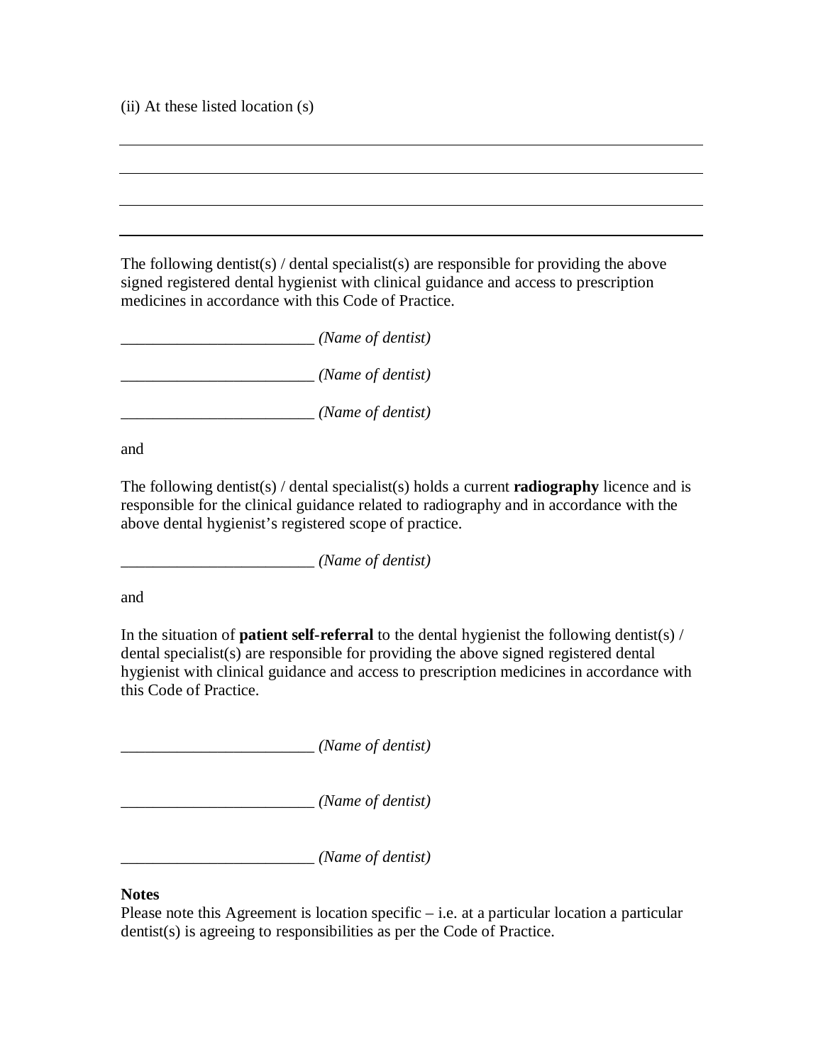(ii) At these listed location (s)

________________________________________________________________________

________________________________________________________________________

________________________________________________________________________

________________________________________________________________________

The following dentist(s) / dental specialist(s) are responsible for providing the above signed registered dental hygienist with clinical guidance and access to prescription medicines in accordance with this Code of Practice.

________________________ *(Name of dentist)*

________________________ *(Name of dentist)*

________________________ *(Name of dentist)*

and

The following dentist(s) / dental specialist(s) holds a current **radiography** licence and is responsible for the clinical guidance related to radiography and in accordance with the above dental hygienist's registered scope of practice.

________________________ *(Name of dentist)*

and

In the situation of **patient self-referral** to the dental hygienist the following dentist(s) / dental specialist(s) are responsible for providing the above signed registered dental hygienist with clinical guidance and access to prescription medicines in accordance with this Code of Practice.

________________________ *(Name of dentist)*

________________________ *(Name of dentist)*

________________________ *(Name of dentist)*

**Notes**

Please note this Agreement is location specific – i.e. at a particular location a particular dentist(s) is agreeing to responsibilities as per the Code of Practice.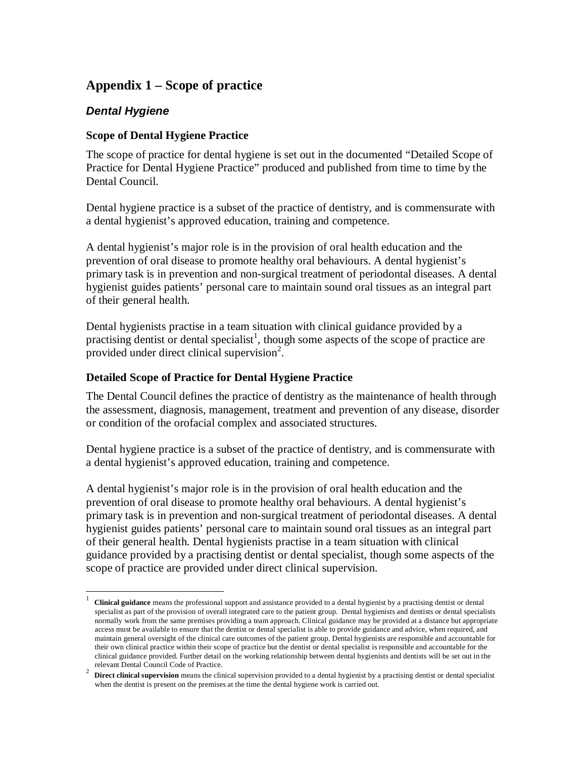# Appendix 1 – Scope of practice

## *Dental Hygiene*

### Scope of Dental Hygiene Practice

The scope of practice for dental hygiene is set out in the documented "Detailed Scope of Practice for Dental Hygiene Practice" produced and published from time to time by the Dental Council.

Dental hygiene practice is a subset of the practice of dentistry, and is commensurate with a dental hygienist's approved education, training and competence.

A dental hygienist's major role is in the provision of oral health education and the prevention of oral disease to promote healthy oral behaviours. A dental hygienist's primary task is in prevention and non-surgical treatment of periodontal diseases. A dental hygienist guides patients' personal care to maintain sound oral tissues as an integral part of their general health.

Dental hygienists practise in a team situation with clinical guidance provided by a practising dentist or dental specialist[1], though some aspects of the scope of practice are provided under direct clinical supervision[2].

### Detailed Scope of Practice for Dental Hygiene Practice

The Dental Council defines the practice of dentistry as the maintenance of health through the assessment, diagnosis, management, treatment and prevention of any disease, disorder or condition of the orofacial complex and associated structures.

Dental hygiene practice is a subset of the practice of dentistry, and is commensurate with a dental hygienist's approved education, training and competence.

A dental hygienist's major role is in the provision of oral health education and the prevention of oral disease to promote healthy oral behaviours. A dental hygienist's primary task is in prevention and non-surgical treatment of periodontal diseases. A dental hygienist guides patients' personal care to maintain sound oral tissues as an integral part of their general health. Dental hygienists practise in a team situation with clinical guidance provided by a practising dentist or dental specialist, though some aspects of the scope of practice are provided under direct clinical supervision.

---

[1] **Clinical guidance** means the professional support and assistance provided to a dental hygienist by a practising dentist or dental specialist as part of the provision of overall integrated care to the patient group. Dental hygienists and dentists or dental specialists normally work from the same premises providing a team approach. Clinical guidance may be provided at a distance but appropriate access must be available to ensure that the dentist or dental specialist is able to provide guidance and advice, when required, and maintain general oversight of the clinical care outcomes of the patient group. Dental hygienists are responsible and accountable for their own clinical practice within their scope of practice but the dentist or dental specialist is responsible and accountable for the clinical guidance provided. Further detail on the working relationship between dental hygienists and dentists will be set out in the relevant Dental Council Code of Practice.

[2] **Direct clinical supervision** means the clinical supervision provided to a dental hygienist by a practising dentist or dental specialist when the dentist is present on the premises at the time the dental hygiene work is carried out.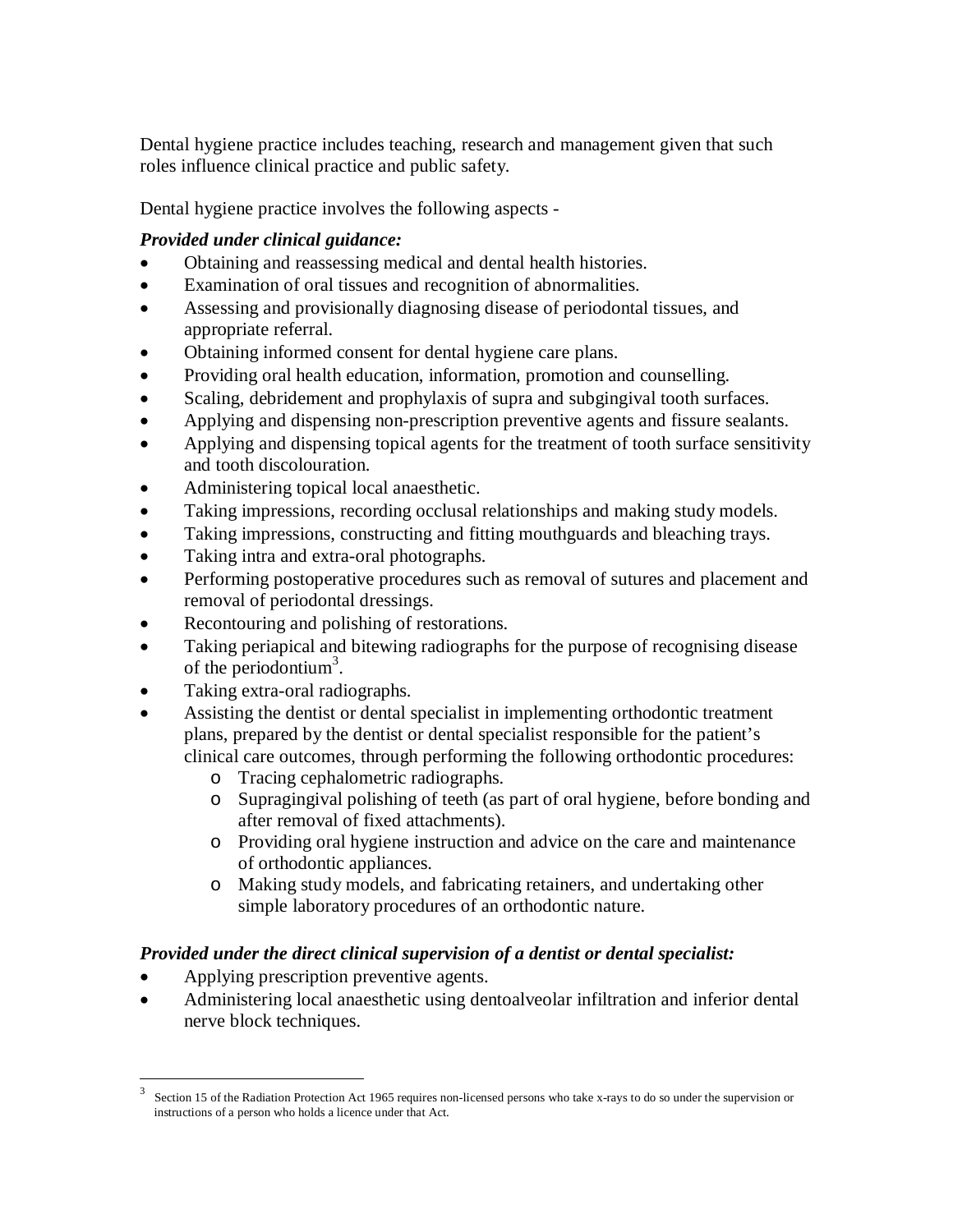Dental hygiene practice includes teaching, research and management given that such roles influence clinical practice and public safety.

Dental hygiene practice involves the following aspects -

***Provided under clinical guidance:***

- Obtaining and reassessing medical and dental health histories.
- Examination of oral tissues and recognition of abnormalities.
- Assessing and provisionally diagnosing disease of periodontal tissues, and appropriate referral.
- Obtaining informed consent for dental hygiene care plans.
- Providing oral health education, information, promotion and counselling.
- Scaling, debridement and prophylaxis of supra and subgingival tooth surfaces.
- Applying and dispensing non-prescription preventive agents and fissure sealants.
- Applying and dispensing topical agents for the treatment of tooth surface sensitivity and tooth discolouration.
- Administering topical local anaesthetic.
- Taking impressions, recording occlusal relationships and making study models.
- Taking impressions, constructing and fitting mouthguards and bleaching trays.
- Taking intra and extra-oral photographs.
- Performing postoperative procedures such as removal of sutures and placement and removal of periodontal dressings.
- Recontouring and polishing of restorations.
- Taking periapical and bitewing radiographs for the purpose of recognising disease of the periodontium[3].
- Taking extra-oral radiographs.
- Assisting the dentist or dental specialist in implementing orthodontic treatment plans, prepared by the dentist or dental specialist responsible for the patient's clinical care outcomes, through performing the following orthodontic procedures:
  - Tracing cephalometric radiographs.
  - Supragingival polishing of teeth (as part of oral hygiene, before bonding and after removal of fixed attachments).
  - Providing oral hygiene instruction and advice on the care and maintenance of orthodontic appliances.
  - Making study models, and fabricating retainers, and undertaking other simple laboratory procedures of an orthodontic nature.

***Provided under the direct clinical supervision of a dentist or dental specialist:***

- Applying prescription preventive agents.
- Administering local anaesthetic using dentoalveolar infiltration and inferior dental nerve block techniques.

---

[3] Section 15 of the Radiation Protection Act 1965 requires non-licensed persons who take x-rays to do so under the supervision or instructions of a person who holds a licence under that Act.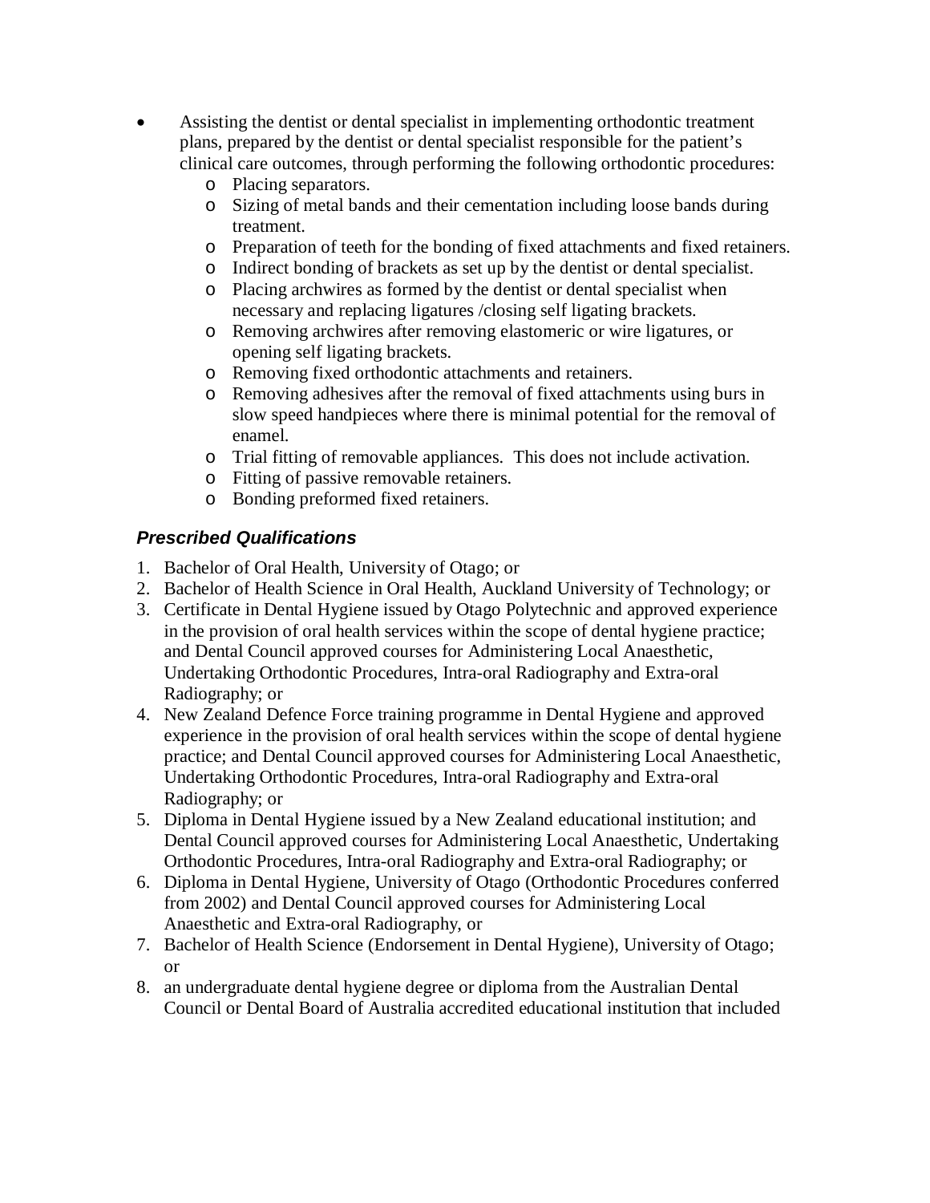- Assisting the dentist or dental specialist in implementing orthodontic treatment plans, prepared by the dentist or dental specialist responsible for the patient's clinical care outcomes, through performing the following orthodontic procedures:
  - Placing separators.
  - Sizing of metal bands and their cementation including loose bands during treatment.
  - Preparation of teeth for the bonding of fixed attachments and fixed retainers.
  - Indirect bonding of brackets as set up by the dentist or dental specialist.
  - Placing archwires as formed by the dentist or dental specialist when necessary and replacing ligatures /closing self ligating brackets.
  - Removing archwires after removing elastomeric or wire ligatures, or opening self ligating brackets.
  - Removing fixed orthodontic attachments and retainers.
  - Removing adhesives after the removal of fixed attachments using burs in slow speed handpieces where there is minimal potential for the removal of enamel.
  - Trial fitting of removable appliances. This does not include activation.
  - Fitting of passive removable retainers.
  - Bonding preformed fixed retainers.

### ***Prescribed Qualifications***

1. Bachelor of Oral Health, University of Otago; or
2. Bachelor of Health Science in Oral Health, Auckland University of Technology; or
3. Certificate in Dental Hygiene issued by Otago Polytechnic and approved experience in the provision of oral health services within the scope of dental hygiene practice; and Dental Council approved courses for Administering Local Anaesthetic, Undertaking Orthodontic Procedures, Intra-oral Radiography and Extra-oral Radiography; or
4. New Zealand Defence Force training programme in Dental Hygiene and approved experience in the provision of oral health services within the scope of dental hygiene practice; and Dental Council approved courses for Administering Local Anaesthetic, Undertaking Orthodontic Procedures, Intra-oral Radiography and Extra-oral Radiography; or
5. Diploma in Dental Hygiene issued by a New Zealand educational institution; and Dental Council approved courses for Administering Local Anaesthetic, Undertaking Orthodontic Procedures, Intra-oral Radiography and Extra-oral Radiography; or
6. Diploma in Dental Hygiene, University of Otago (Orthodontic Procedures conferred from 2002) and Dental Council approved courses for Administering Local Anaesthetic and Extra-oral Radiography, or
7. Bachelor of Health Science (Endorsement in Dental Hygiene), University of Otago; or
8. an undergraduate dental hygiene degree or diploma from the Australian Dental Council or Dental Board of Australia accredited educational institution that included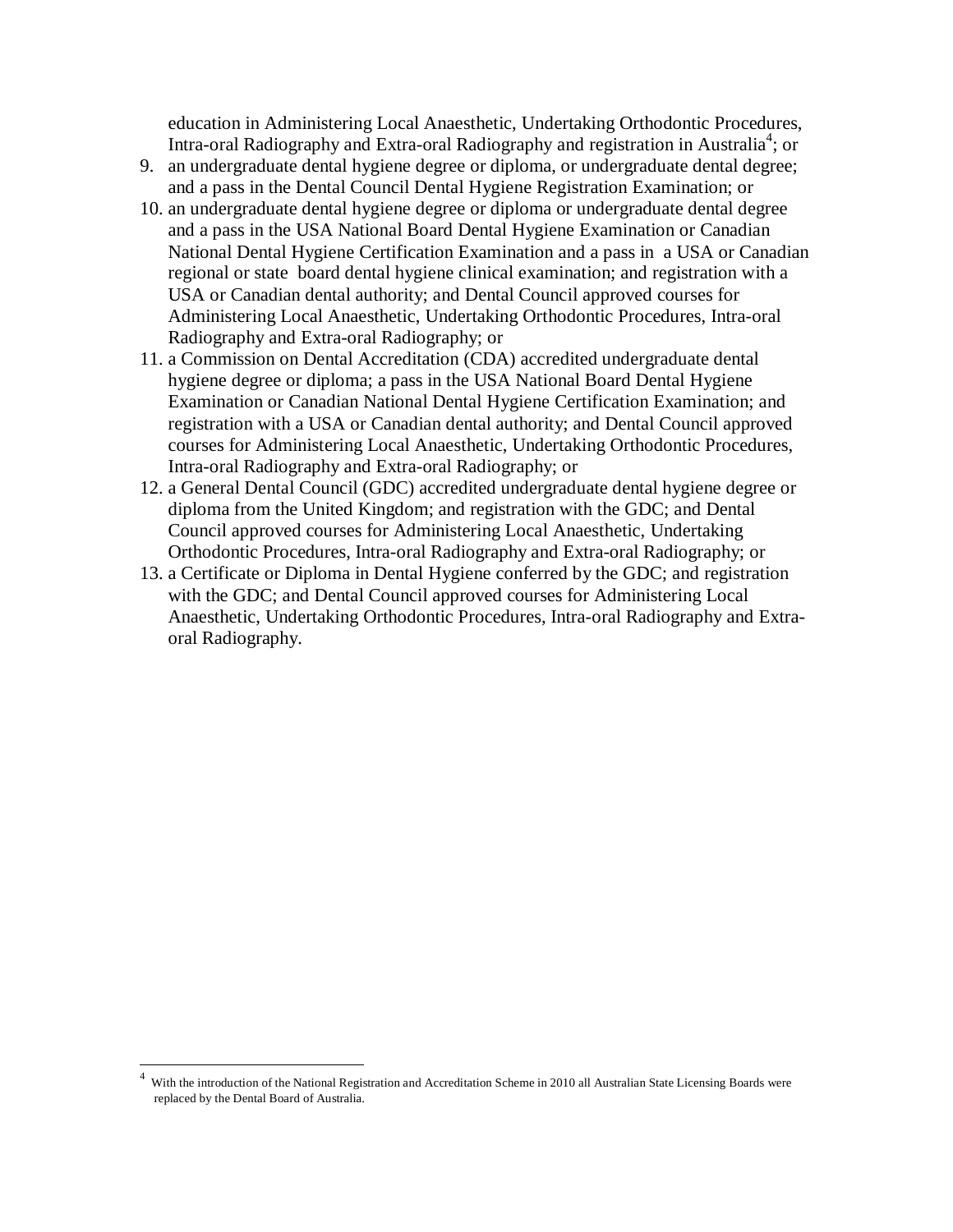education in Administering Local Anaesthetic, Undertaking Orthodontic Procedures, Intra-oral Radiography and Extra-oral Radiography and registration in Australia[4]; or

9. an undergraduate dental hygiene degree or diploma, or undergraduate dental degree; and a pass in the Dental Council Dental Hygiene Registration Examination; or
10. an undergraduate dental hygiene degree or diploma or undergraduate dental degree and a pass in the USA National Board Dental Hygiene Examination or Canadian National Dental Hygiene Certification Examination and a pass in a USA or Canadian regional or state board dental hygiene clinical examination; and registration with a USA or Canadian dental authority; and Dental Council approved courses for Administering Local Anaesthetic, Undertaking Orthodontic Procedures, Intra-oral Radiography and Extra-oral Radiography; or
11. a Commission on Dental Accreditation (CDA) accredited undergraduate dental hygiene degree or diploma; a pass in the USA National Board Dental Hygiene Examination or Canadian National Dental Hygiene Certification Examination; and registration with a USA or Canadian dental authority; and Dental Council approved courses for Administering Local Anaesthetic, Undertaking Orthodontic Procedures, Intra-oral Radiography and Extra-oral Radiography; or
12. a General Dental Council (GDC) accredited undergraduate dental hygiene degree or diploma from the United Kingdom; and registration with the GDC; and Dental Council approved courses for Administering Local Anaesthetic, Undertaking Orthodontic Procedures, Intra-oral Radiography and Extra-oral Radiography; or
13. a Certificate or Diploma in Dental Hygiene conferred by the GDC; and registration with the GDC; and Dental Council approved courses for Administering Local Anaesthetic, Undertaking Orthodontic Procedures, Intra-oral Radiography and Extra-oral Radiography.

---

[4] With the introduction of the National Registration and Accreditation Scheme in 2010 all Australian State Licensing Boards were replaced by the Dental Board of Australia.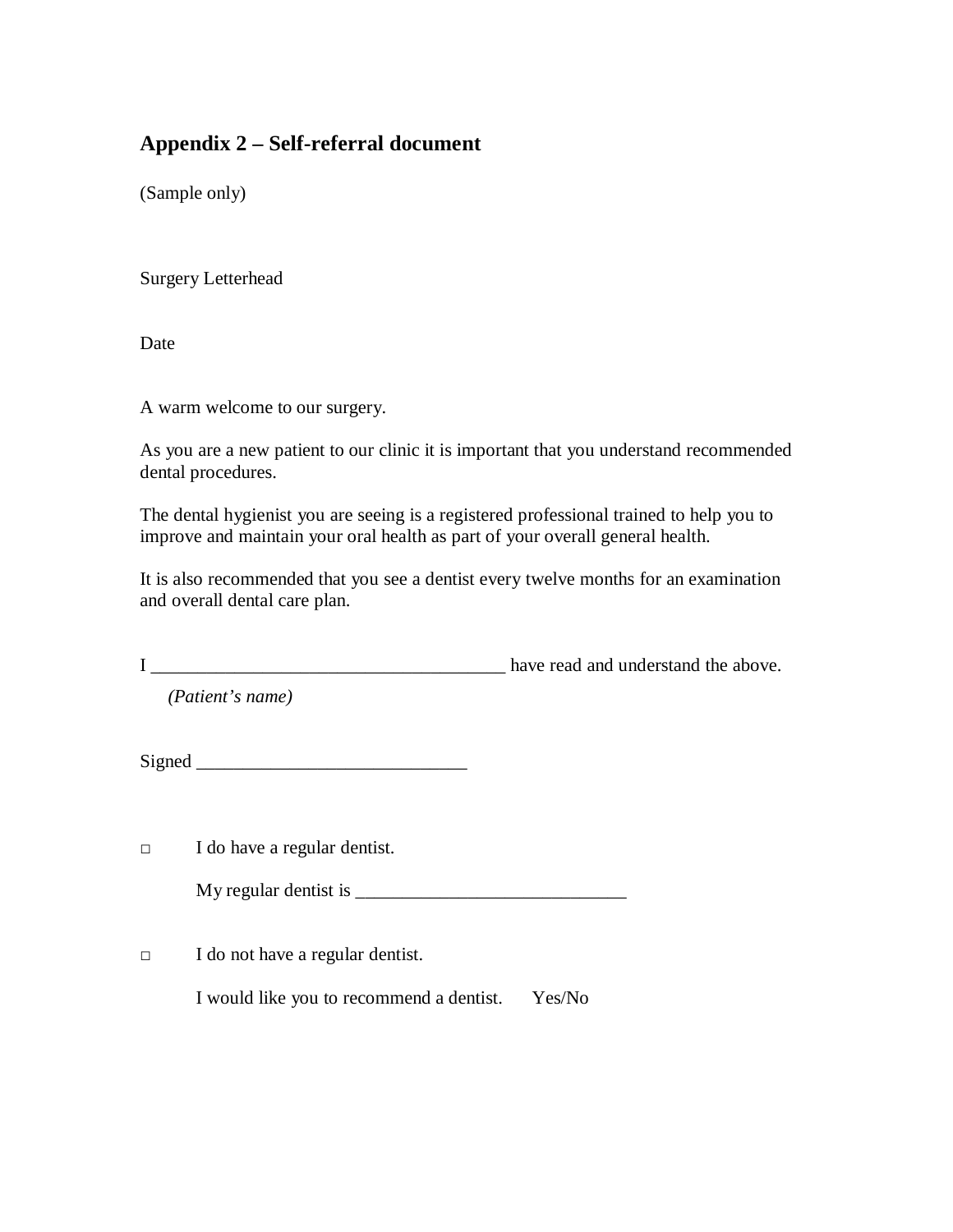## Appendix 2 – Self-referral document

(Sample only)

Surgery Letterhead

Date

A warm welcome to our surgery.

As you are a new patient to our clinic it is important that you understand recommended dental procedures.

The dental hygienist you are seeing is a registered professional trained to help you to improve and maintain your oral health as part of your overall general health.

It is also recommended that you see a dentist every twelve months for an examination and overall dental care plan.

I ______________________________________ have read and understand the above.

*(Patient's name)*

Signed _____________________________

□ I do have a regular dentist.

My regular dentist is _____________________________

□ I do not have a regular dentist.

I would like you to recommend a dentist. Yes/No